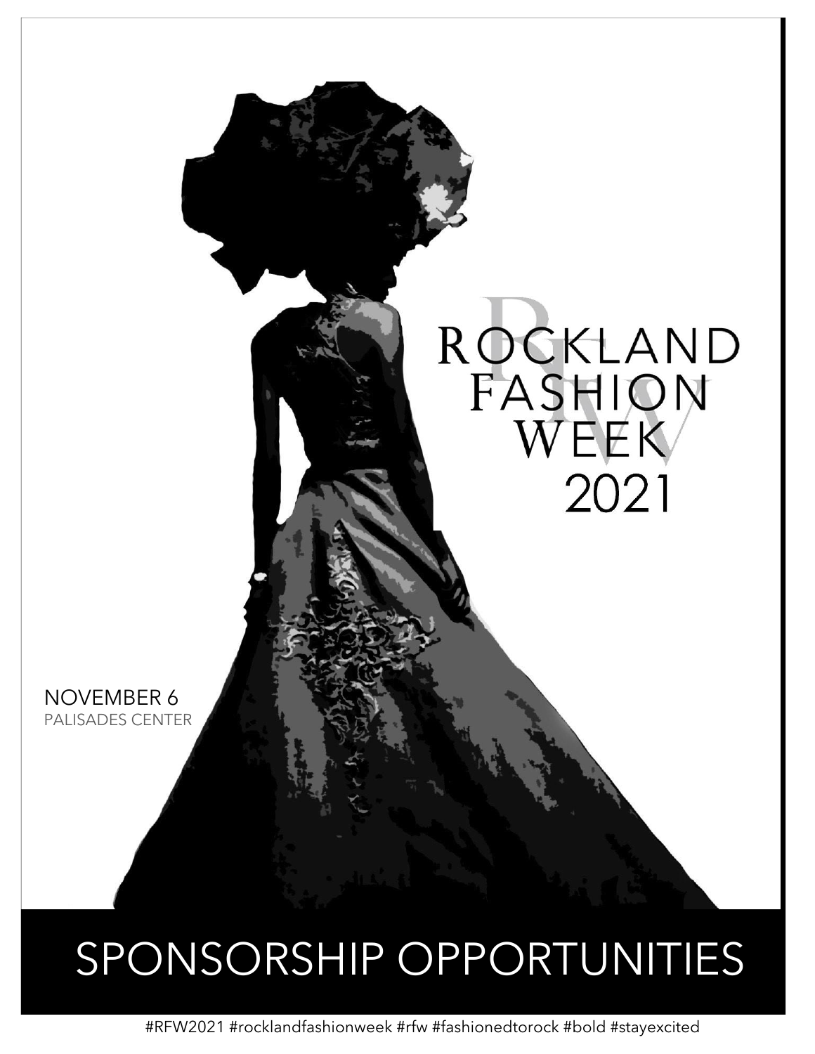# ROCKLAND FASHION WEEK 2021

NOVEMBER 6
PALISADES CENTER

## SPONSORSHIP OPPORTUNITIES

#RFW2021 #rocklandfashionweek #rfw #fashionedtorock #bold #stayexcited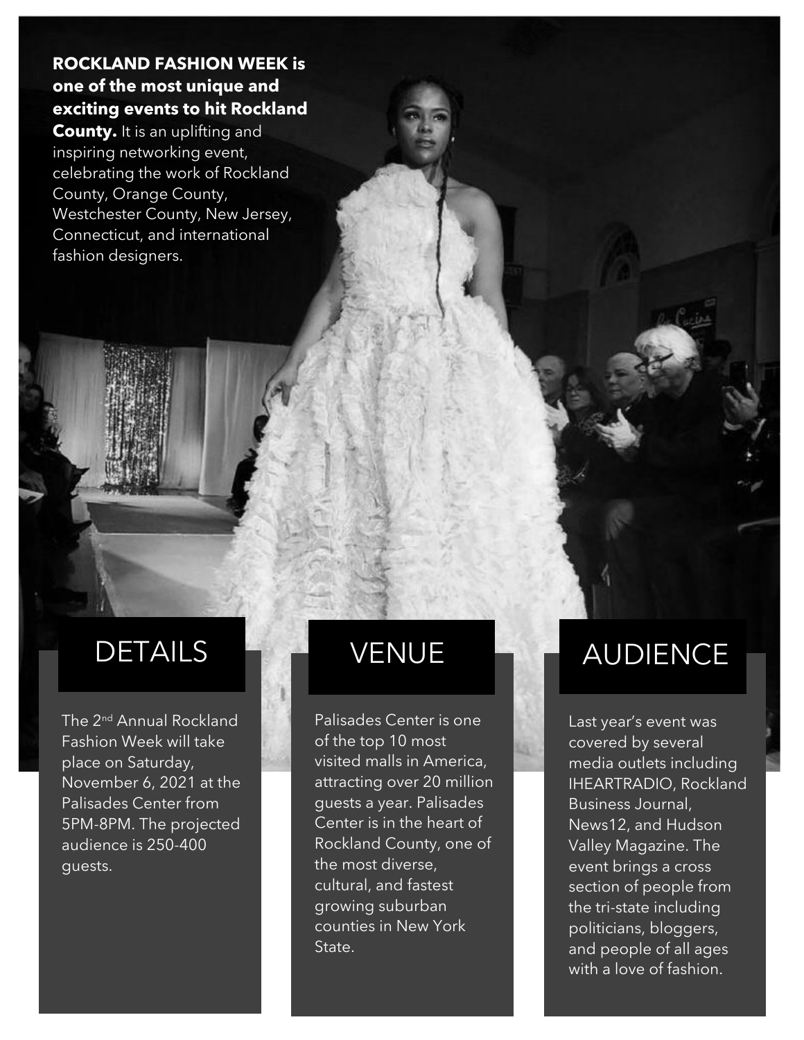**ROCKLAND FASHION WEEK is one of the most unique and exciting events to hit Rockland County.** It is an uplifting and inspiring networking event, celebrating the work of Rockland County, Orange County, Westchester County, New Jersey, Connecticut, and international fashion designers.

## DETAILS

The 2nd Annual Rockland Fashion Week will take place on Saturday, November 6, 2021 at the Palisades Center from 5PM-8PM. The projected audience is 250-400 guests.

## VENUE

Palisades Center is one of the top 10 most visited malls in America, attracting over 20 million guests a year. Palisades Center is in the heart of Rockland County, one of the most diverse, cultural, and fastest growing suburban counties in New York State.

## AUDIENCE

Last year's event was covered by several media outlets including IHEARTRADIO, Rockland Business Journal, News12, and Hudson Valley Magazine. The event brings a cross section of people from the tri-state including politicians, bloggers, and people of all ages with a love of fashion.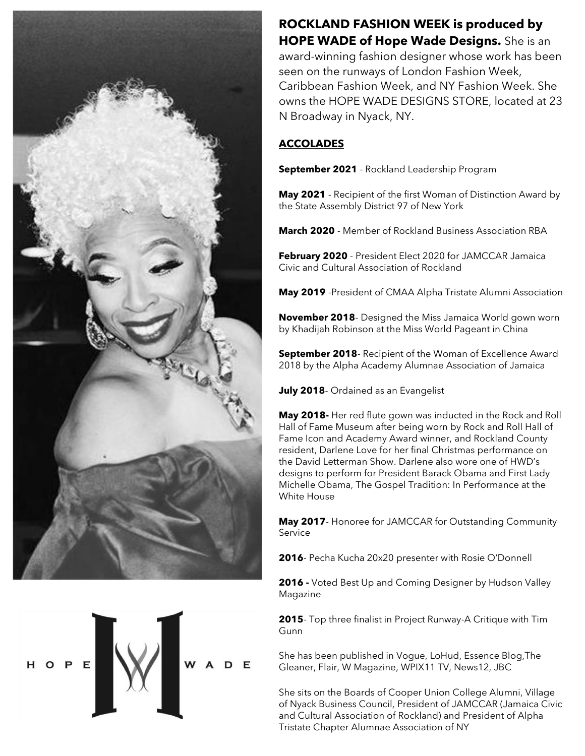**ROCKLAND FASHION WEEK is produced by HOPE WADE of Hope Wade Designs.** She is an award-winning fashion designer whose work has been seen on the runways of London Fashion Week, Caribbean Fashion Week, and NY Fashion Week. She owns the HOPE WADE DESIGNS STORE, located at 23 N Broadway in Nyack, NY.

## ACCOLADES

**September 2021** - Rockland Leadership Program

**May 2021** - Recipient of the first Woman of Distinction Award by the State Assembly District 97 of New York

**March 2020** - Member of Rockland Business Association RBA

**February 2020** - President Elect 2020 for JAMCCAR Jamaica Civic and Cultural Association of Rockland

**May 2019** -President of CMAA Alpha Tristate Alumni Association

**November 2018**- Designed the Miss Jamaica World gown worn by Khadijah Robinson at the Miss World Pageant in China

**September 2018**- Recipient of the Woman of Excellence Award 2018 by the Alpha Academy Alumnae Association of Jamaica

**July 2018**- Ordained as an Evangelist

**May 2018-** Her red flute gown was inducted in the Rock and Roll Hall of Fame Museum after being worn by Rock and Roll Hall of Fame Icon and Academy Award winner, and Rockland County resident, Darlene Love for her final Christmas performance on the David Letterman Show. Darlene also wore one of HWD's designs to perform for President Barack Obama and First Lady Michelle Obama, The Gospel Tradition: In Performance at the White House

**May 2017**- Honoree for JAMCCAR for Outstanding Community Service

**2016**- Pecha Kucha 20x20 presenter with Rosie O'Donnell

**2016 -** Voted Best Up and Coming Designer by Hudson Valley Magazine

**2015**- Top three finalist in Project Runway-A Critique with Tim Gunn

She has been published in Vogue, LoHud, Essence Blog,The Gleaner, Flair, W Magazine, WPIX11 TV, News12, JBC

She sits on the Boards of Cooper Union College Alumni, Village of Nyack Business Council, President of JAMCCAR (Jamaica Civic and Cultural Association of Rockland) and President of Alpha Tristate Chapter Alumnae Association of NY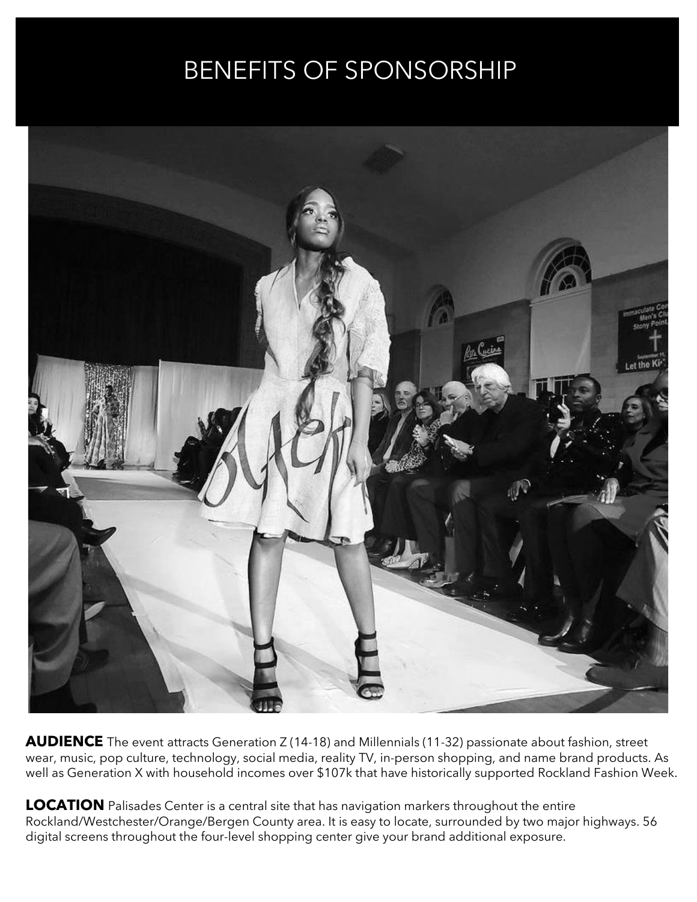# BENEFITS OF SPONSORSHIP

**AUDIENCE** The event attracts Generation Z (14-18) and Millennials (11-32) passionate about fashion, street wear, music, pop culture, technology, social media, reality TV, in-person shopping, and name brand products. As well as Generation X with household incomes over $107k that have historically supported Rockland Fashion Week.

**LOCATION** Palisades Center is a central site that has navigation markers throughout the entire Rockland/Westchester/Orange/Bergen County area. It is easy to locate, surrounded by two major highways. 56 digital screens throughout the four-level shopping center give your brand additional exposure.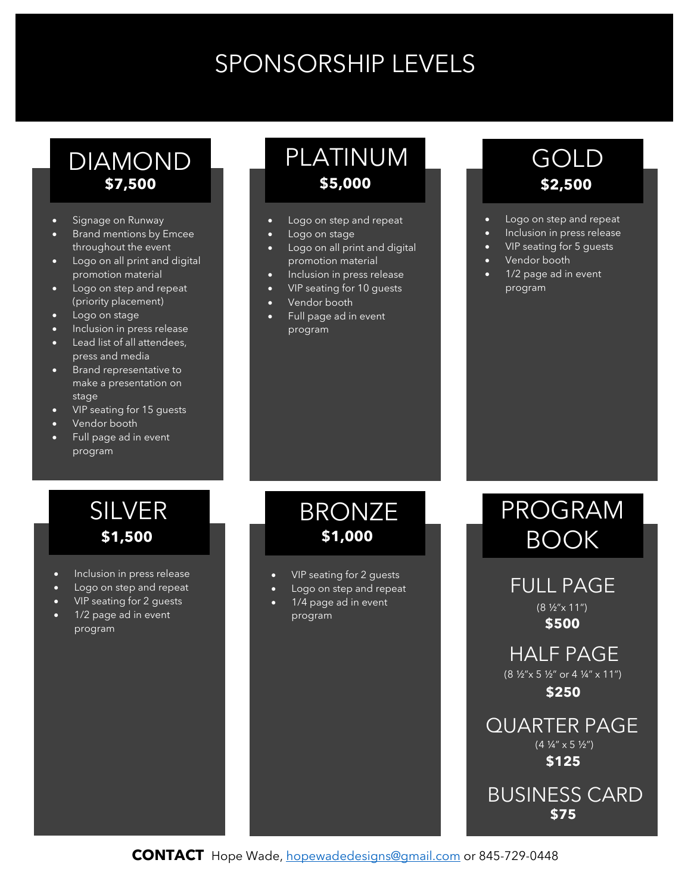# SPONSORSHIP LEVELS

## DIAMOND
**$7,500**

- Signage on Runway
- Brand mentions by Emcee throughout the event
- Logo on all print and digital promotion material
- Logo on step and repeat (priority placement)
- Logo on stage
- Inclusion in press release
- Lead list of all attendees, press and media
- Brand representative to make a presentation on stage
- VIP seating for 15 guests
- Vendor booth
- Full page ad in event program

## PLATINUM
**$5,000**

- Logo on step and repeat
- Logo on stage
- Logo on all print and digital promotion material
- Inclusion in press release
- VIP seating for 10 guests
- Vendor booth
- Full page ad in event program

## GOLD
**$2,500**

- Logo on step and repeat
- Inclusion in press release
- VIP seating for 5 guests
- Vendor booth
- 1/2 page ad in event program

## SILVER
**$1,500**

- Inclusion in press release
- Logo on step and repeat
- VIP seating for 2 guests
- 1/2 page ad in event program

## BRONZE
**$1,000**

- VIP seating for 2 guests
- Logo on step and repeat
- 1/4 page ad in event program

## PROGRAM BOOK

### FULL PAGE
(8 ½"x 11")
**$500**

### HALF PAGE
(8 ½"x 5 ½" or 4 ¼" x 11")
**$250**

### QUARTER PAGE
(4 ¼" x 5 ½")
**$125**

### BUSINESS CARD
**$75**

**CONTACT** Hope Wade, hopewadedesigns@gmail.com or 845-729-0448